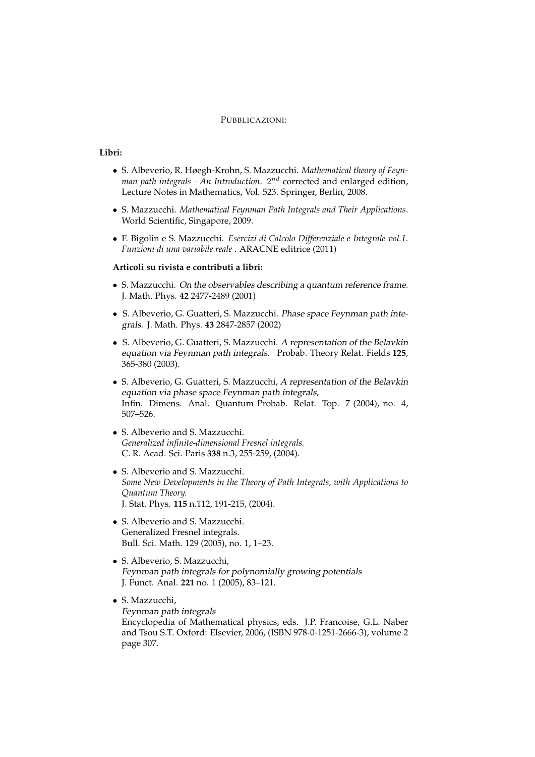# PUBBLICAZIONI:

**Libri:**

- S. Albeverio, R. Høegh-Krohn, S. Mazzucchi. *Mathematical theory of Feynman path integrals - An Introduction*. $2^{nd}$ corrected and enlarged edition, Lecture Notes in Mathematics, Vol. 523. Springer, Berlin, 2008.
- S. Mazzucchi. *Mathematical Feynman Path Integrals and Their Applications*. World Scientific, Singapore, 2009.
- F. Bigolin e S. Mazzucchi. *Esercizi di Calcolo Differenziale e Integrale vol.1. Funzioni di una variabile reale* . ARACNE editrice (2011)

**Articoli su rivista e contributi a libri:**

- S. Mazzucchi. *On the observables describing a quantum reference frame.* J. Math. Phys. **42** 2477-2489 (2001)
- S. Albeverio, G. Guatteri, S. Mazzucchi. *Phase space Feynman path integrals.* J. Math. Phys. **43** 2847-2857 (2002)
- S. Albeverio, G. Guatteri, S. Mazzucchi. *A representation of the Belavkin equation via Feynman path integrals.* Probab. Theory Relat. Fields **125**, 365-380 (2003).
- S. Albeverio, G. Guatteri, S. Mazzucchi, *A representation of the Belavkin equation via phase space Feynman path integrals,* Infin. Dimens. Anal. Quantum Probab. Relat. Top. 7 (2004), no. 4, 507–526.
- S. Albeverio and S. Mazzucchi. *Generalized infinite-dimensional Fresnel integrals.* C. R. Acad. Sci. Paris **338** n.3, 255-259, (2004).
- S. Albeverio and S. Mazzucchi. *Some New Developments in the Theory of Path Integrals, with Applications to Quantum Theory.* J. Stat. Phys. **115** n.112, 191-215, (2004).
- S. Albeverio and S. Mazzucchi. Generalized Fresnel integrals. Bull. Sci. Math. 129 (2005), no. 1, 1–23.
- S. Albeverio, S. Mazzucchi, *Feynman path integrals for polynomially growing potentials* J. Funct. Anal. **221** no. 1 (2005), 83–121.
- S. Mazzucchi, *Feynman path integrals* Encyclopedia of Mathematical physics, eds. J.P. Francoise, G.L. Naber and Tsou S.T. Oxford: Elsevier, 2006, (ISBN 978-0-1251-2666-3), volume 2 page 307.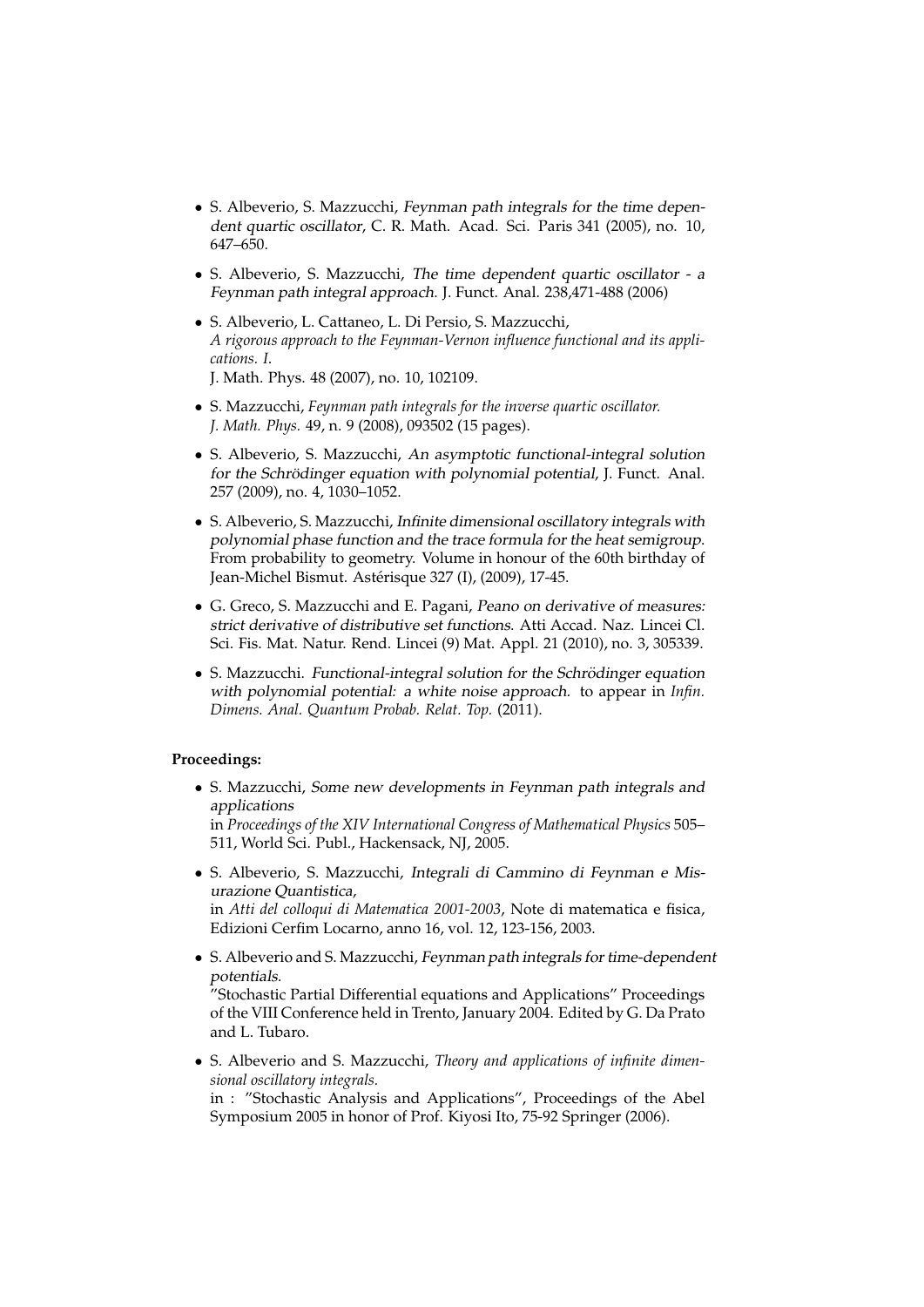- S. Albeverio, S. Mazzucchi, *Feynman path integrals for the time dependent quartic oscillator*, C. R. Math. Acad. Sci. Paris 341 (2005), no. 10, 647–650.

- S. Albeverio, S. Mazzucchi, *The time dependent quartic oscillator - a Feynman path integral approach*. J. Funct. Anal. 238,471-488 (2006)

- S. Albeverio, L. Cattaneo, L. Di Persio, S. Mazzucchi, *A rigorous approach to the Feynman-Vernon influence functional and its applications. I.* J. Math. Phys. 48 (2007), no. 10, 102109.

- S. Mazzucchi, *Feynman path integrals for the inverse quartic oscillator. J. Math. Phys.* 49, n. 9 (2008), 093502 (15 pages).

- S. Albeverio, S. Mazzucchi, *An asymptotic functional-integral solution for the Schrödinger equation with polynomial potential*, J. Funct. Anal. 257 (2009), no. 4, 1030–1052.

- S. Albeverio, S. Mazzucchi, *Infinite dimensional oscillatory integrals with polynomial phase function and the trace formula for the heat semigroup*. From probability to geometry. Volume in honour of the 60th birthday of Jean-Michel Bismut. Astérisque 327 (I), (2009), 17-45.

- G. Greco, S. Mazzucchi and E. Pagani, *Peano on derivative of measures: strict derivative of distributive set functions*. Atti Accad. Naz. Lincei Cl. Sci. Fis. Mat. Natur. Rend. Lincei (9) Mat. Appl. 21 (2010), no. 3, 305339.

- S. Mazzucchi. *Functional-integral solution for the Schrödinger equation with polynomial potential: a white noise approach.* to appear in *Infin. Dimens. Anal. Quantum Probab. Relat. Top.* (2011).

**Proceedings:**

- S. Mazzucchi, *Some new developments in Feynman path integrals and applications* in *Proceedings of the XIV International Congress of Mathematical Physics* 505–511, World Sci. Publ., Hackensack, NJ, 2005.

- S. Albeverio, S. Mazzucchi, *Integrali di Cammino di Feynman e Misurazione Quantistica*, in *Atti del colloqui di Matematica 2001-2003*, Note di matematica e fisica, Edizioni Cerfim Locarno, anno 16, vol. 12, 123-156, 2003.

- S. Albeverio and S. Mazzucchi, *Feynman path integrals for time-dependent potentials*. "Stochastic Partial Differential equations and Applications" Proceedings of the VIII Conference held in Trento, January 2004. Edited by G. Da Prato and L. Tubaro.

- S. Albeverio and S. Mazzucchi, *Theory and applications of infinite dimensional oscillatory integrals.* in : "Stochastic Analysis and Applications", Proceedings of the Abel Symposium 2005 in honor of Prof. Kiyosi Ito, 75-92 Springer (2006).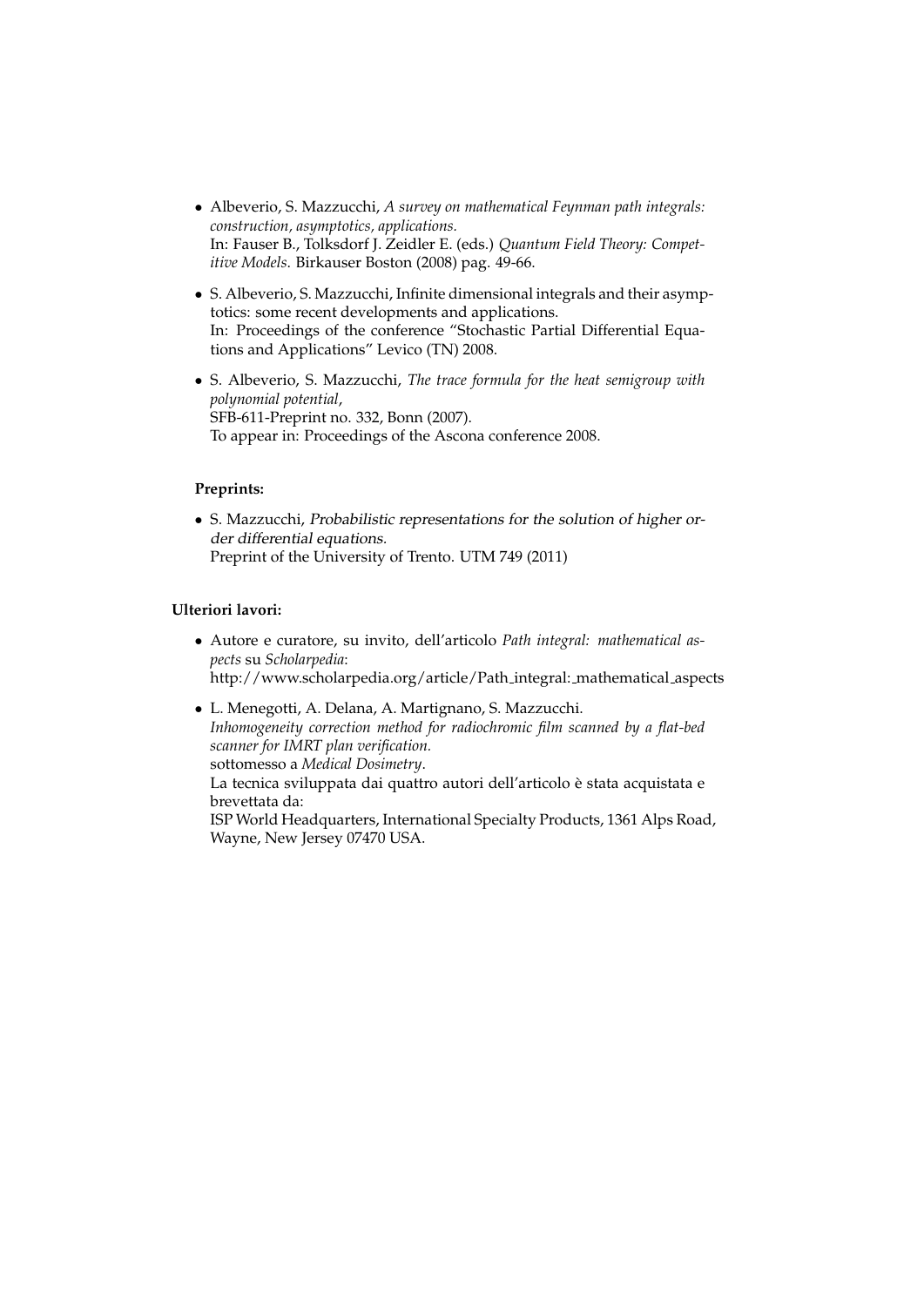- Albeverio, S. Mazzucchi, *A survey on mathematical Feynman path integrals: construction, asymptotics, applications.*
  In: Fauser B., Tolksdorf J. Zeidler E. (eds.) *Quantum Field Theory: Competitive Models*. Birkauser Boston (2008) pag. 49-66.

- S. Albeverio, S. Mazzucchi, Infinite dimensional integrals and their asymptotics: some recent developments and applications.
  In: Proceedings of the conference "Stochastic Partial Differential Equations and Applications" Levico (TN) 2008.

- S. Albeverio, S. Mazzucchi, *The trace formula for the heat semigroup with polynomial potential*,
  SFB-611-Preprint no. 332, Bonn (2007).
  To appear in: Proceedings of the Ascona conference 2008.

**Preprints:**

- S. Mazzucchi, *Probabilistic representations for the solution of higher order differential equations.*
  Preprint of the University of Trento. UTM 749 (2011)

**Ulteriori lavori:**

- Autore e curatore, su invito, dell'articolo *Path integral: mathematical aspects* su *Scholarpedia*:
  http://www.scholarpedia.org/article/Path_integral:_mathematical_aspects

- L. Menegotti, A. Delana, A. Martignano, S. Mazzucchi.
  *Inhomogeneity correction method for radiochromic film scanned by a flat-bed scanner for IMRT plan verification.*
  sottomesso a *Medical Dosimetry*.
  La tecnica sviluppata dai quattro autori dell'articolo è stata acquistata e brevettata da:
  ISP World Headquarters, International Specialty Products, 1361 Alps Road, Wayne, New Jersey 07470 USA.